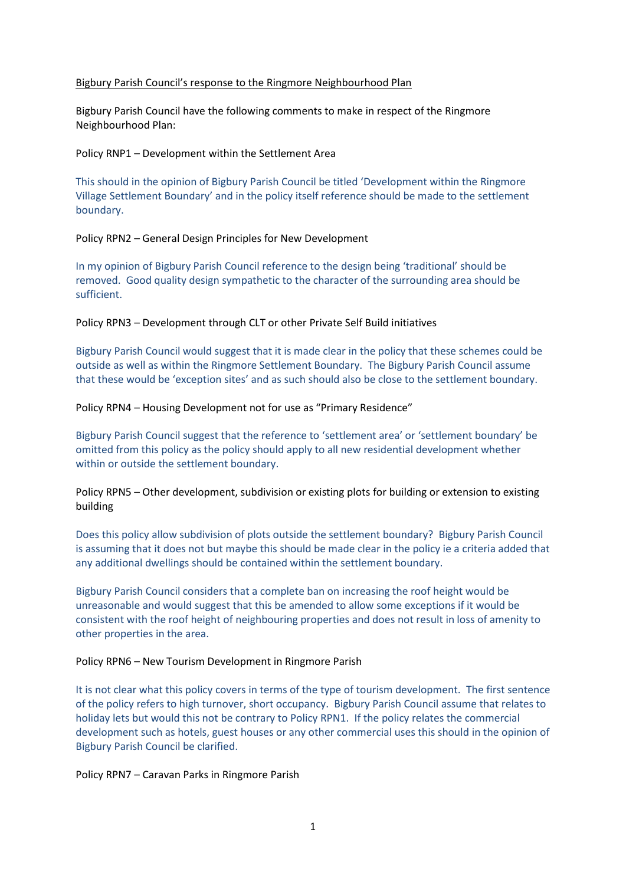Bigbury Parish Council's response to the Ringmore Neighbourhood Plan

Bigbury Parish Council have the following comments to make in respect of the Ringmore Neighbourhood Plan:

Policy RNP1 – Development within the Settlement Area

This should in the opinion of Bigbury Parish Council be titled 'Development within the Ringmore Village Settlement Boundary' and in the policy itself reference should be made to the settlement boundary.

Policy RPN2 – General Design Principles for New Development

In my opinion of Bigbury Parish Council reference to the design being 'traditional' should be removed. Good quality design sympathetic to the character of the surrounding area should be sufficient.

Policy RPN3 – Development through CLT or other Private Self Build initiatives

Bigbury Parish Council would suggest that it is made clear in the policy that these schemes could be outside as well as within the Ringmore Settlement Boundary. The Bigbury Parish Council assume that these would be 'exception sites' and as such should also be close to the settlement boundary.

Policy RPN4 – Housing Development not for use as "Primary Residence"

Bigbury Parish Council suggest that the reference to 'settlement area' or 'settlement boundary' be omitted from this policy as the policy should apply to all new residential development whether within or outside the settlement boundary.

Policy RPN5 – Other development, subdivision or existing plots for building or extension to existing building

Does this policy allow subdivision of plots outside the settlement boundary? Bigbury Parish Council is assuming that it does not but maybe this should be made clear in the policy ie a criteria added that any additional dwellings should be contained within the settlement boundary.

Bigbury Parish Council considers that a complete ban on increasing the roof height would be unreasonable and would suggest that this be amended to allow some exceptions if it would be consistent with the roof height of neighbouring properties and does not result in loss of amenity to other properties in the area.

Policy RPN6 – New Tourism Development in Ringmore Parish

It is not clear what this policy covers in terms of the type of tourism development. The first sentence of the policy refers to high turnover, short occupancy. Bigbury Parish Council assume that relates to holiday lets but would this not be contrary to Policy RPN1. If the policy relates the commercial development such as hotels, guest houses or any other commercial uses this should in the opinion of Bigbury Parish Council be clarified.

Policy RPN7 – Caravan Parks in Ringmore Parish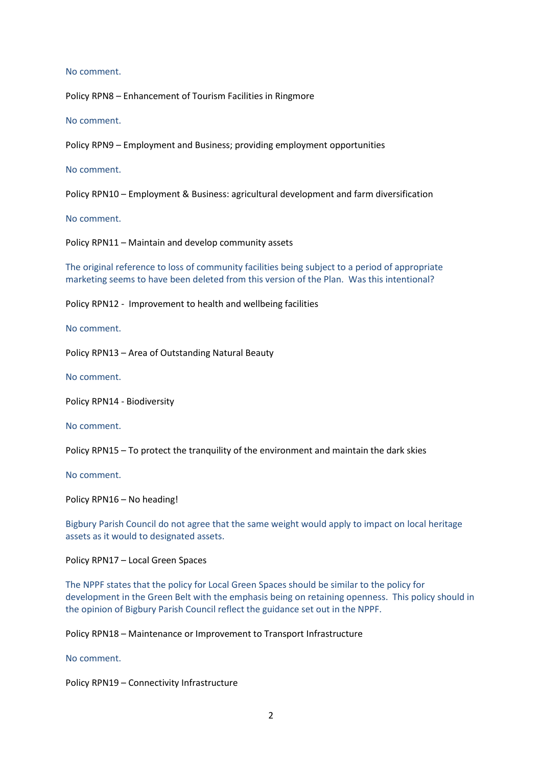No comment.

Policy RPN8 – Enhancement of Tourism Facilities in Ringmore

No comment.

Policy RPN9 – Employment and Business; providing employment opportunities

No comment.

Policy RPN10 – Employment & Business: agricultural development and farm diversification

No comment.

Policy RPN11 – Maintain and develop community assets

The original reference to loss of community facilities being subject to a period of appropriate marketing seems to have been deleted from this version of the Plan. Was this intentional?

Policy RPN12 - Improvement to health and wellbeing facilities

No comment.

Policy RPN13 – Area of Outstanding Natural Beauty

No comment.

Policy RPN14 - Biodiversity

No comment.

Policy RPN15 – To protect the tranquility of the environment and maintain the dark skies

No comment.

Policy RPN16 – No heading!

Bigbury Parish Council do not agree that the same weight would apply to impact on local heritage assets as it would to designated assets.

Policy RPN17 – Local Green Spaces

The NPPF states that the policy for Local Green Spaces should be similar to the policy for development in the Green Belt with the emphasis being on retaining openness. This policy should in the opinion of Bigbury Parish Council reflect the guidance set out in the NPPF.

Policy RPN18 – Maintenance or Improvement to Transport Infrastructure

No comment.

Policy RPN19 – Connectivity Infrastructure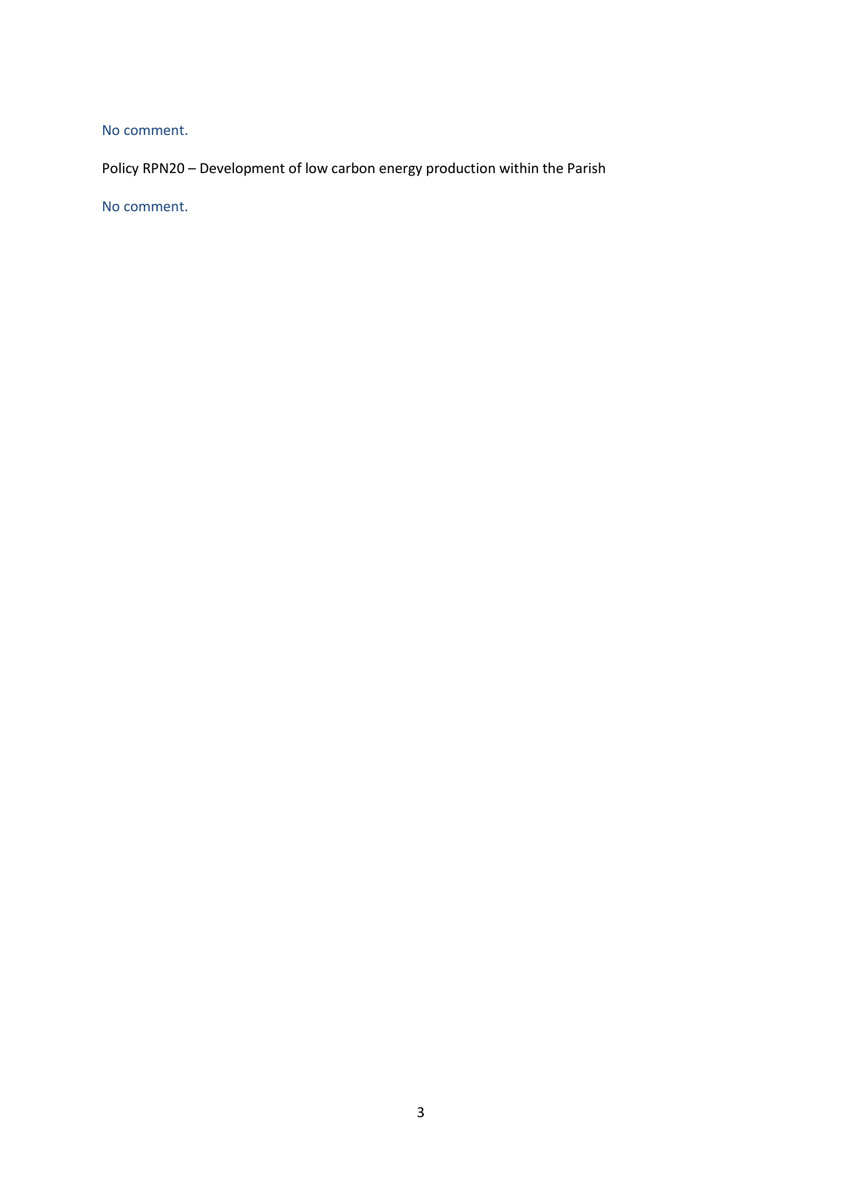No comment.

Policy RPN20 – Development of low carbon energy production within the Parish

No comment.